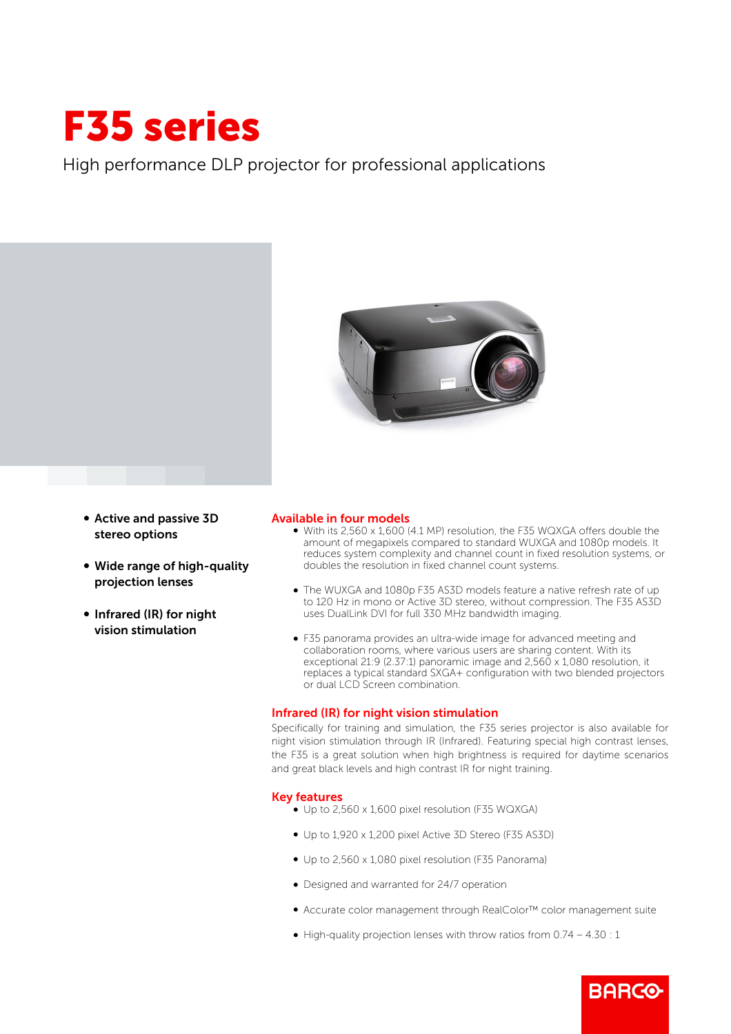# F35 series

High performance DLP projector for professional applications

- **Active and passive 3D stereo options**
- **Wide range of high-quality projection lenses**
- **Infrared (IR) for night vision stimulation**

## Available in four models

- With its 2,560 x 1,600 (4.1 MP) resolution, the F35 WQXGA offers double the amount of megapixels compared to standard WUXGA and 1080p models. It reduces system complexity and channel count in fixed resolution systems, or doubles the resolution in fixed channel count systems.
- The WUXGA and 1080p F35 AS3D models feature a native refresh rate of up to 120 Hz in mono or Active 3D stereo, without compression. The F35 AS3D uses DualLink DVI for full 330 MHz bandwidth imaging.
- F35 panorama provides an ultra-wide image for advanced meeting and collaboration rooms, where various users are sharing content. With its exceptional 21:9 (2.37:1) panoramic image and 2,560 x 1,080 resolution, it replaces a typical standard SXGA+ configuration with two blended projectors or dual LCD Screen combination.

## Infrared (IR) for night vision stimulation

Specifically for training and simulation, the F35 series projector is also available for night vision stimulation through IR (Infrared). Featuring special high contrast lenses, the F35 is a great solution when high brightness is required for daytime scenarios and great black levels and high contrast IR for night training.

## Key features

- Up to 2,560 x 1,600 pixel resolution (F35 WQXGA)
- Up to 1,920 x 1,200 pixel Active 3D Stereo (F35 AS3D)
- Up to 2,560 x 1,080 pixel resolution (F35 Panorama)
- Designed and warranted for 24/7 operation
- Accurate color management through RealColor™ color management suite
- High-quality projection lenses with throw ratios from 0.74 – 4.30 : 1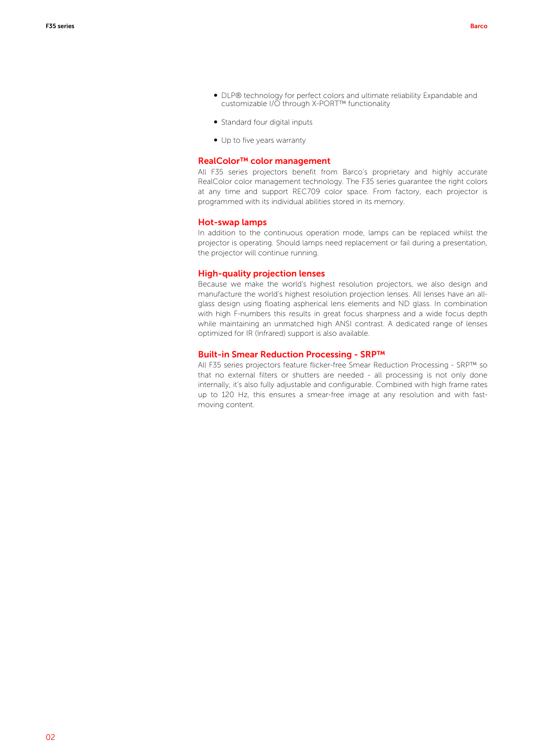- DLP® technology for perfect colors and ultimate reliability Expandable and customizable I/O through X-PORT™ functionality
- Standard four digital inputs
- Up to five years warranty

## RealColor™ color management

All F35 series projectors benefit from Barco's proprietary and highly accurate RealColor color management technology. The F35 series guarantee the right colors at any time and support REC709 color space. From factory, each projector is programmed with its individual abilities stored in its memory.

## Hot-swap lamps

In addition to the continuous operation mode, lamps can be replaced whilst the projector is operating. Should lamps need replacement or fail during a presentation, the projector will continue running.

## High-quality projection lenses

Because we make the world's highest resolution projectors, we also design and manufacture the world's highest resolution projection lenses. All lenses have an all-glass design using floating aspherical lens elements and ND glass. In combination with high F-numbers this results in great focus sharpness and a wide focus depth while maintaining an unmatched high ANSI contrast. A dedicated range of lenses optimized for IR (Infrared) support is also available.

## Built-in Smear Reduction Processing - SRP™

All F35 series projectors feature flicker-free Smear Reduction Processing - SRP™ so that no external filters or shutters are needed - all processing is not only done internally, it's also fully adjustable and configurable. Combined with high frame rates up to 120 Hz, this ensures a smear-free image at any resolution and with fast-moving content.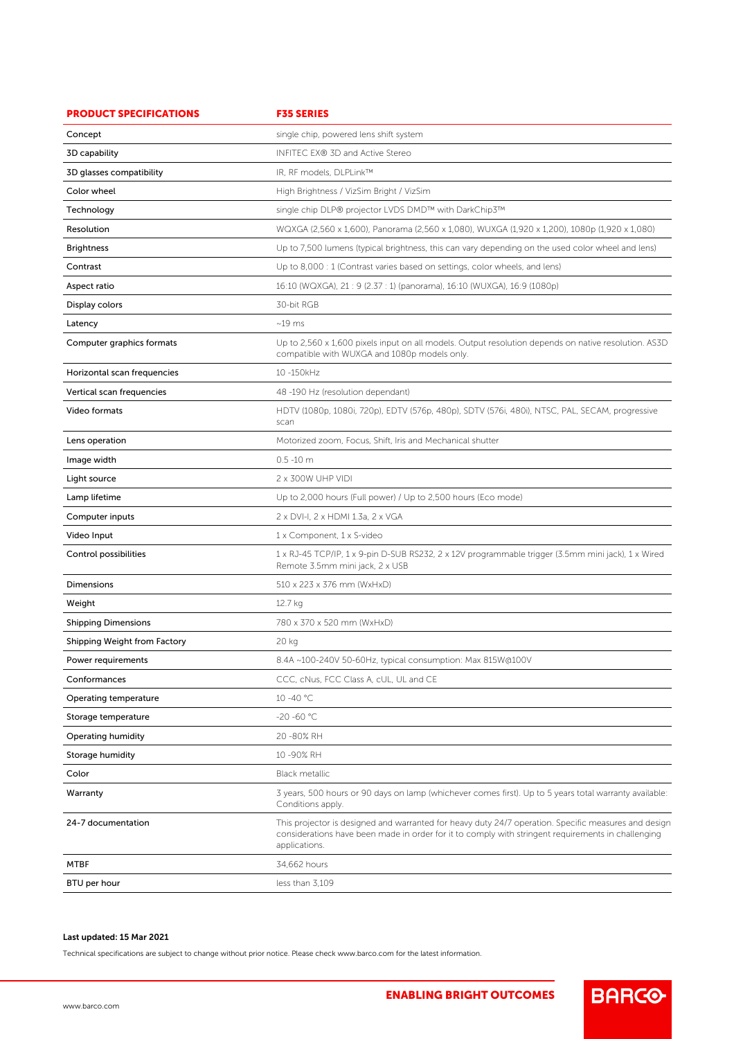| PRODUCT SPECIFICATIONS | F35 SERIES |
| --- | --- |
| Concept | single chip, powered lens shift system |
| 3D capability | INFITEC EX® 3D and Active Stereo |
| 3D glasses compatibility | IR, RF models, DLPLink™ |
| Color wheel | High Brightness / VizSim Bright / VizSim |
| Technology | single chip DLP® projector LVDS DMD™ with DarkChip3™ |
| Resolution | WQXGA (2,560 x 1,600), Panorama (2,560 x 1,080), WUXGA (1,920 x 1,200), 1080p (1,920 x 1,080) |
| Brightness | Up to 7,500 lumens (typical brightness, this can vary depending on the used color wheel and lens) |
| Contrast | Up to 8,000 : 1 (Contrast varies based on settings, color wheels, and lens) |
| Aspect ratio | 16:10 (WQXGA), 21 : 9 (2.37 : 1) (panorama), 16:10 (WUXGA), 16:9 (1080p) |
| Display colors | 30-bit RGB |
| Latency | ~19 ms |
| Computer graphics formats | Up to 2,560 x 1,600 pixels input on all models. Output resolution depends on native resolution. AS3D compatible with WUXGA and 1080p models only. |
| Horizontal scan frequencies | 10 -150kHz |
| Vertical scan frequencies | 48 -190 Hz (resolution dependant) |
| Video formats | HDTV (1080p, 1080i, 720p), EDTV (576p, 480p), SDTV (576i, 480i), NTSC, PAL, SECAM, progressive scan |
| Lens operation | Motorized zoom, Focus, Shift, Iris and Mechanical shutter |
| Image width | 0.5 -10 m |
| Light source | 2 x 300W UHP VIDI |
| Lamp lifetime | Up to 2,000 hours (Full power) / Up to 2,500 hours (Eco mode) |
| Computer inputs | 2 x DVI-I, 2 x HDMI 1.3a, 2 x VGA |
| Video Input | 1 x Component, 1 x S-video |
| Control possibilities | 1 x RJ-45 TCP/IP, 1 x 9-pin D-SUB RS232, 2 x 12V programmable trigger (3.5mm mini jack), 1 x Wired Remote 3.5mm mini jack, 2 x USB |
| Dimensions | 510 x 223 x 376 mm (WxHxD) |
| Weight | 12.7 kg |
| Shipping Dimensions | 780 x 370 x 520 mm (WxHxD) |
| Shipping Weight from Factory | 20 kg |
| Power requirements | 8.4A ~100-240V 50-60Hz, typical consumption: Max 815W@100V |
| Conformances | CCC, cNus, FCC Class A, cUL, UL and CE |
| Operating temperature | 10 -40 °C |
| Storage temperature | -20 -60 °C |
| Operating humidity | 20 -80% RH |
| Storage humidity | 10 -90% RH |
| Color | Black metallic |
| Warranty | 3 years, 500 hours or 90 days on lamp (whichever comes first). Up to 5 years total warranty available: Conditions apply. |
| 24-7 documentation | This projector is designed and warranted for heavy duty 24/7 operation. Specific measures and design considerations have been made in order for it to comply with stringent requirements in challenging applications. |
| MTBF | 34,662 hours |
| BTU per hour | less than 3,109 |

**Last updated: 15 Mar 2021**

Technical specifications are subject to change without prior notice. Please check www.barco.com for the latest information.

**ENABLING BRIGHT OUTCOMES**

BARCO

www.barco.com